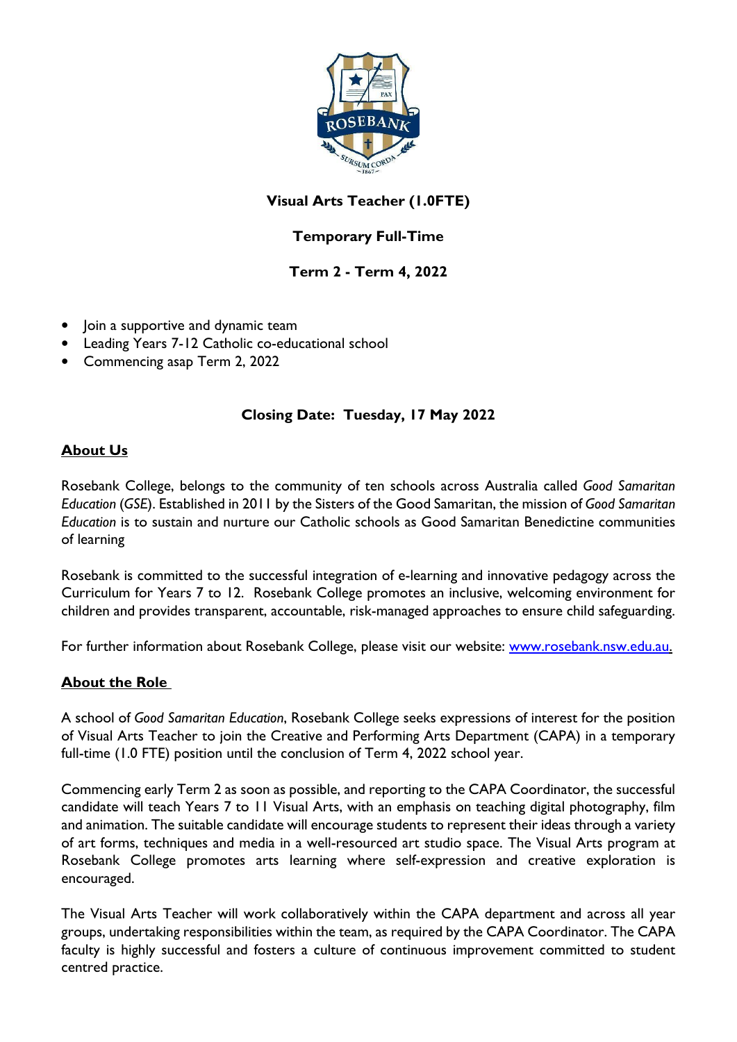**Visual Arts Teacher (1.0FTE)**

**Temporary Full-Time**

**Term 2 - Term 4, 2022**

- Join a supportive and dynamic team
- Leading Years 7-12 Catholic co-educational school
- Commencing asap Term 2, 2022

**Closing Date: Tuesday, 17 May 2022**

## About Us

Rosebank College, belongs to the community of ten schools across Australia called *Good Samaritan Education* (*GSE*). Established in 2011 by the Sisters of the Good Samaritan, the mission of *Good Samaritan Education* is to sustain and nurture our Catholic schools as Good Samaritan Benedictine communities of learning

Rosebank is committed to the successful integration of e-learning and innovative pedagogy across the Curriculum for Years 7 to 12. Rosebank College promotes an inclusive, welcoming environment for children and provides transparent, accountable, risk-managed approaches to ensure child safeguarding.

For further information about Rosebank College, please visit our website: www.rosebank.nsw.edu.au.

## About the Role

A school of *Good Samaritan Education*, Rosebank College seeks expressions of interest for the position of Visual Arts Teacher to join the Creative and Performing Arts Department (CAPA) in a temporary full-time (1.0 FTE) position until the conclusion of Term 4, 2022 school year.

Commencing early Term 2 as soon as possible, and reporting to the CAPA Coordinator, the successful candidate will teach Years 7 to 11 Visual Arts, with an emphasis on teaching digital photography, film and animation. The suitable candidate will encourage students to represent their ideas through a variety of art forms, techniques and media in a well-resourced art studio space. The Visual Arts program at Rosebank College promotes arts learning where self-expression and creative exploration is encouraged.

The Visual Arts Teacher will work collaboratively within the CAPA department and across all year groups, undertaking responsibilities within the team, as required by the CAPA Coordinator. The CAPA faculty is highly successful and fosters a culture of continuous improvement committed to student centred practice.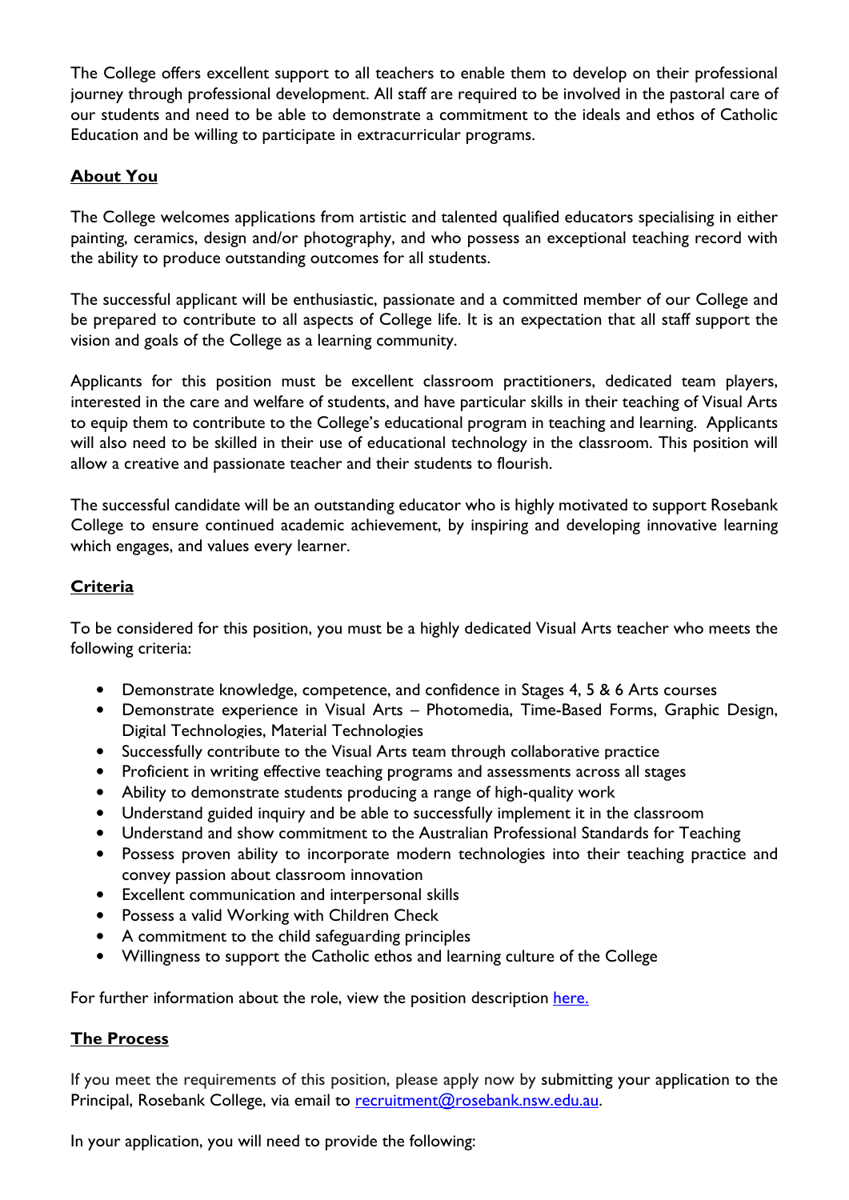The College offers excellent support to all teachers to enable them to develop on their professional journey through professional development. All staff are required to be involved in the pastoral care of our students and need to be able to demonstrate a commitment to the ideals and ethos of Catholic Education and be willing to participate in extracurricular programs.

## About You

The College welcomes applications from artistic and talented qualified educators specialising in either painting, ceramics, design and/or photography, and who possess an exceptional teaching record with the ability to produce outstanding outcomes for all students.

The successful applicant will be enthusiastic, passionate and a committed member of our College and be prepared to contribute to all aspects of College life. It is an expectation that all staff support the vision and goals of the College as a learning community.

Applicants for this position must be excellent classroom practitioners, dedicated team players, interested in the care and welfare of students, and have particular skills in their teaching of Visual Arts to equip them to contribute to the College's educational program in teaching and learning. Applicants will also need to be skilled in their use of educational technology in the classroom. This position will allow a creative and passionate teacher and their students to flourish.

The successful candidate will be an outstanding educator who is highly motivated to support Rosebank College to ensure continued academic achievement, by inspiring and developing innovative learning which engages, and values every learner.

## Criteria

To be considered for this position, you must be a highly dedicated Visual Arts teacher who meets the following criteria:

- Demonstrate knowledge, competence, and confidence in Stages 4, 5 & 6 Arts courses
- Demonstrate experience in Visual Arts – Photomedia, Time-Based Forms, Graphic Design, Digital Technologies, Material Technologies
- Successfully contribute to the Visual Arts team through collaborative practice
- Proficient in writing effective teaching programs and assessments across all stages
- Ability to demonstrate students producing a range of high-quality work
- Understand guided inquiry and be able to successfully implement it in the classroom
- Understand and show commitment to the Australian Professional Standards for Teaching
- Possess proven ability to incorporate modern technologies into their teaching practice and convey passion about classroom innovation
- Excellent communication and interpersonal skills
- Possess a valid Working with Children Check
- A commitment to the child safeguarding principles
- Willingness to support the Catholic ethos and learning culture of the College

For further information about the role, view the position description [here.]

## The Process

If you meet the requirements of this position, please apply now by submitting your application to the Principal, Rosebank College, via email to recruitment@rosebank.nsw.edu.au.

In your application, you will need to provide the following: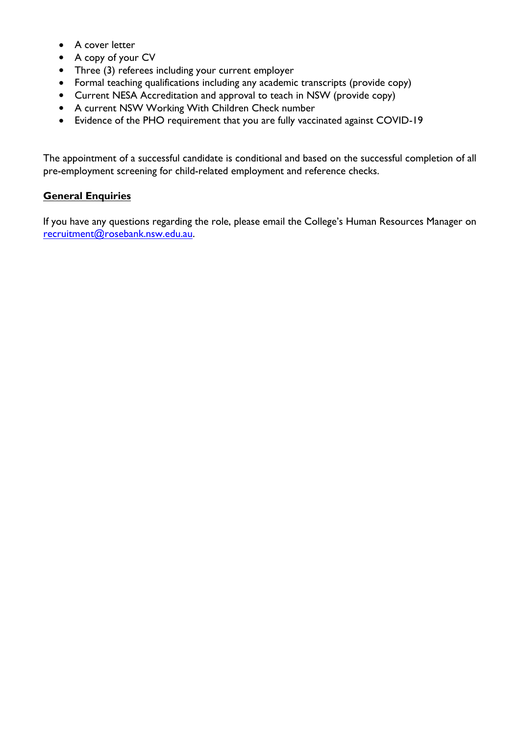- A cover letter
- A copy of your CV
- Three (3) referees including your current employer
- Formal teaching qualifications including any academic transcripts (provide copy)
- Current NESA Accreditation and approval to teach in NSW (provide copy)
- A current NSW Working With Children Check number
- Evidence of the PHO requirement that you are fully vaccinated against COVID-19

The appointment of a successful candidate is conditional and based on the successful completion of all pre-employment screening for child-related employment and reference checks.

**General Enquiries**

If you have any questions regarding the role, please email the College's Human Resources Manager on recruitment@rosebank.nsw.edu.au.